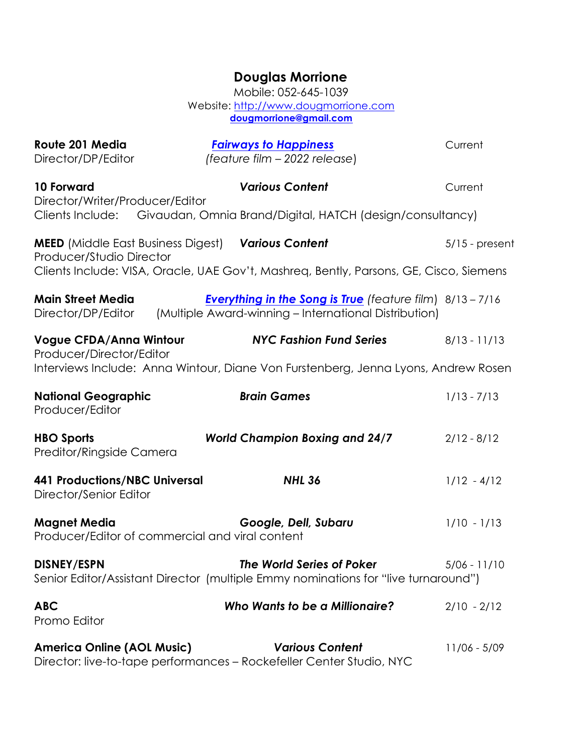# Douglas Morrione

Mobile: 052-645-1039
Website: [http://www.dougmorrione.com](http://www.dougmorrione.com)
**dougmorrione@gmail.com**

**Route 201 Media** — ***Fairways to Happiness*** *(feature film – 2022 release)* — Current
Director/DP/Editor

**10 Forward** — ***Various Content*** — Current
Director/Writer/Producer/Editor
Clients Include: Givaudan, Omnia Brand/Digital, HATCH (design/consultancy)

**MEED** (Middle East Business Digest) — ***Various Content*** — 5/15 - present
Producer/Studio Director
Clients Include: VISA, Oracle, UAE Gov't, Mashreq, Bently, Parsons, GE, Cisco, Siemens

**Main Street Media** — ***Everything in the Song is True*** *(feature film)* — 8/13 – 7/16
Director/DP/Editor (Multiple Award-winning – International Distribution)

**Vogue CFDA/Anna Wintour** — ***NYC Fashion Fund Series*** — 8/13 - 11/13
Producer/Director/Editor
Interviews Include: Anna Wintour, Diane Von Furstenberg, Jenna Lyons, Andrew Rosen

**National Geographic** — ***Brain Games*** — 1/13 - 7/13
Producer/Editor

**HBO Sports** — ***World Champion Boxing and 24/7*** — 2/12 - 8/12
Preditor/Ringside Camera

**441 Productions/NBC Universal** — ***NHL 36*** — 1/12 - 4/12
Director/Senior Editor

**Magnet Media** — ***Google, Dell, Subaru*** — 1/10 - 1/13
Producer/Editor of commercial and viral content

**DISNEY/ESPN** — ***The World Series of Poker*** — 5/06 - 11/10
Senior Editor/Assistant Director (multiple Emmy nominations for "live turnaround")

**ABC** — ***Who Wants to be a Millionaire?*** — 2/10 - 2/12
Promo Editor

**America Online (AOL Music)** — ***Various Content*** — 11/06 - 5/09
Director: live-to-tape performances – Rockefeller Center Studio, NYC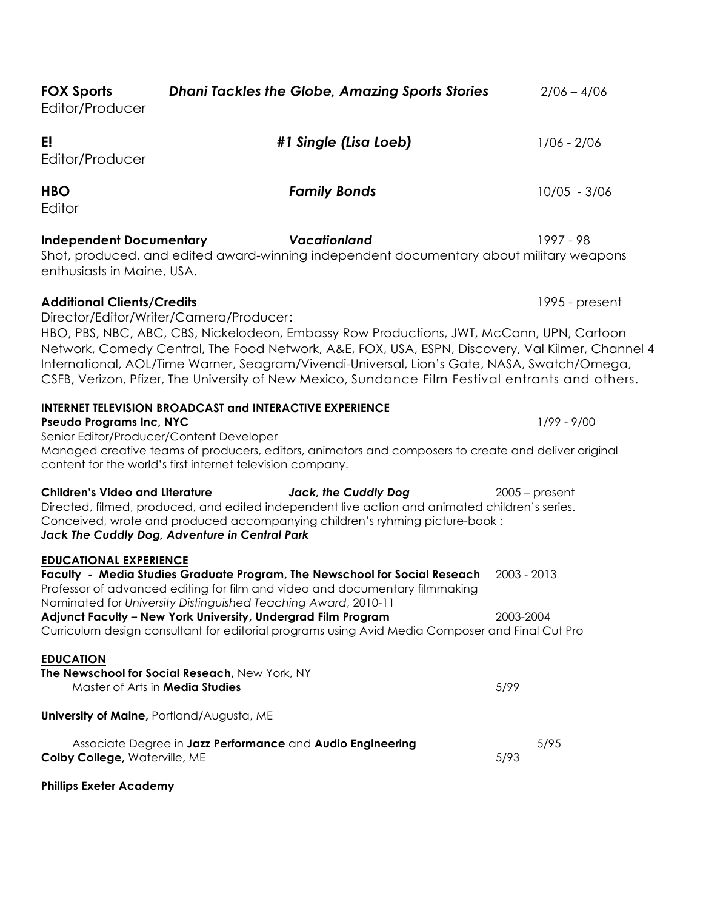**FOX Sports** *Dhani Tackles the Globe, Amazing Sports Stories* 2/06 – 4/06
Editor/Producer

**E!** *#1 Single (Lisa Loeb)* 1/06 - 2/06
Editor/Producer

**HBO** *Family Bonds* 10/05 - 3/06
Editor

**Independent Documentary** *Vacationland* 1997 - 98
Shot, produced, and edited award-winning independent documentary about military weapons enthusiasts in Maine, USA.

**Additional Clients/Credits** 1995 - present
Director/Editor/Writer/Camera/Producer:
HBO, PBS, NBC, ABC, CBS, Nickelodeon, Embassy Row Productions, JWT, McCann, UPN, Cartoon Network, Comedy Central, The Food Network, A&E, FOX, USA, ESPN, Discovery, Val Kilmer, Channel 4 International, AOL/Time Warner, Seagram/Vivendi-Universal, Lion's Gate, NASA, Swatch/Omega, CSFB, Verizon, Pfizer, The University of New Mexico, Sundance Film Festival entrants and others.

## INTERNET TELEVISION BROADCAST and INTERACTIVE EXPERIENCE

**Pseudo Programs Inc, NYC** 1/99 - 9/00
Senior Editor/Producer/Content Developer
Managed creative teams of producers, editors, animators and composers to create and deliver original content for the world's first internet television company.

**Children's Video and Literature** *Jack, the Cuddly Dog* 2005 – present
Directed, filmed, produced, and edited independent live action and animated children's series.
Conceived, wrote and produced accompanying children's ryhming picture-book :
***Jack The Cuddly Dog, Adventure in Central Park***

## EDUCATIONAL EXPERIENCE

**Faculty - Media Studies Graduate Program, The Newschool for Social Reseach** 2003 - 2013
Professor of advanced editing for film and video and documentary filmmaking
Nominated for *University Distinguished Teaching Award*, 2010-11
**Adjunct Faculty – New York University, Undergrad Film Program** 2003-2004
Curriculum design consultant for editorial programs using Avid Media Composer and Final Cut Pro

## EDUCATION

**The Newschool for Social Reseach,** New York, NY
Master of Arts in **Media Studies** 5/99

**University of Maine,** Portland/Augusta, ME

Associate Degree in **Jazz Performance** and **Audio Engineering** 5/95
**Colby College,** Waterville, ME 5/93

**Phillips Exeter Academy**